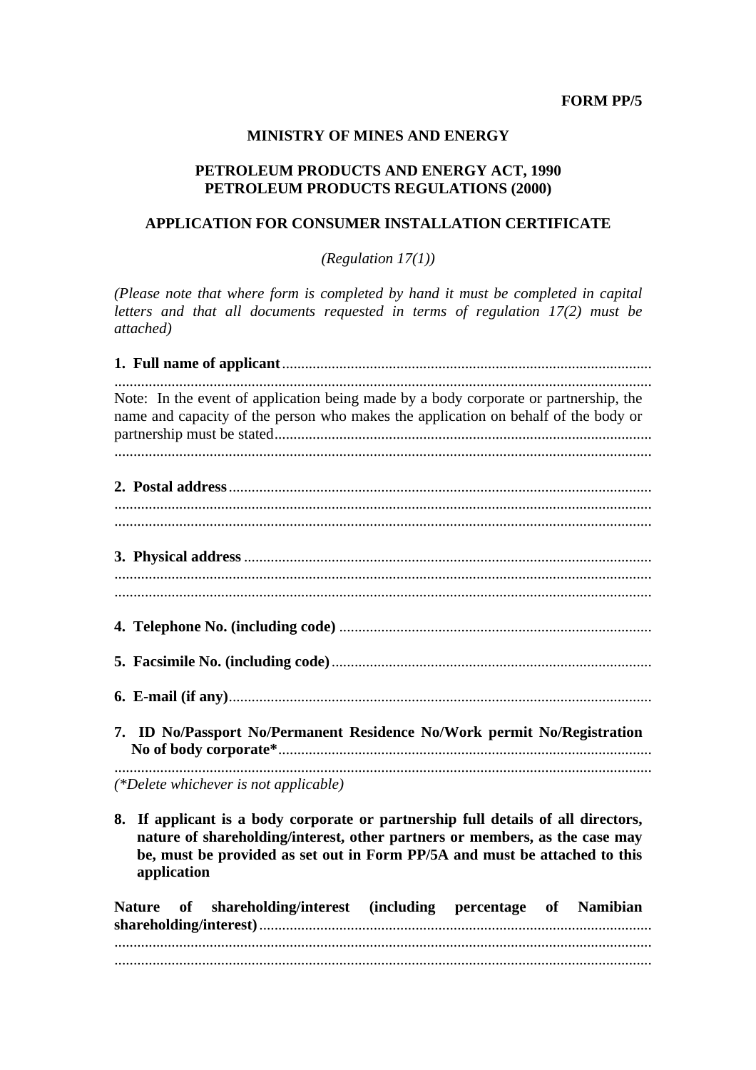**FORM PP/5**

**MINISTRY OF MINES AND ENERGY**

**PETROLEUM PRODUCTS AND ENERGY ACT, 1990**
**PETROLEUM PRODUCTS REGULATIONS (2000)**

**APPLICATION FOR CONSUMER INSTALLATION CERTIFICATE**

*(Regulation 17(1))*

*(Please note that where form is completed by hand it must be completed in capital letters and that all documents requested in terms of regulation 17(2) must be attached)*

**1. Full name of applicant**..................................................................................................
.....................................................................................................................................
Note: In the event of application being made by a body corporate or partnership, the name and capacity of the person who makes the application on behalf of the body or partnership must be stated..................................................................................................
.....................................................................................................................................

**2. Postal address**..............................................................................................................
.....................................................................................................................................
.....................................................................................................................................

**3. Physical address**..........................................................................................................
.....................................................................................................................................
.....................................................................................................................................

**4. Telephone No. (including code)**..................................................................................

**5. Facsimile No. (including code)**...................................................................................

**6. E-mail (if any)**..............................................................................................................

**7. ID No/Passport No/Permanent Residence No/Work permit No/Registration No of body corporate***.................................................................................................
.....................................................................................................................................
*(*Delete whichever is not applicable)*

**8. If applicant is a body corporate or partnership full details of all directors, nature of shareholding/interest, other partners or members, as the case may be, must be provided as set out in Form PP/5A and must be attached to this application**

**Nature of shareholding/interest (including percentage of Namibian shareholding/interest)**......................................................................................................
.....................................................................................................................................
.....................................................................................................................................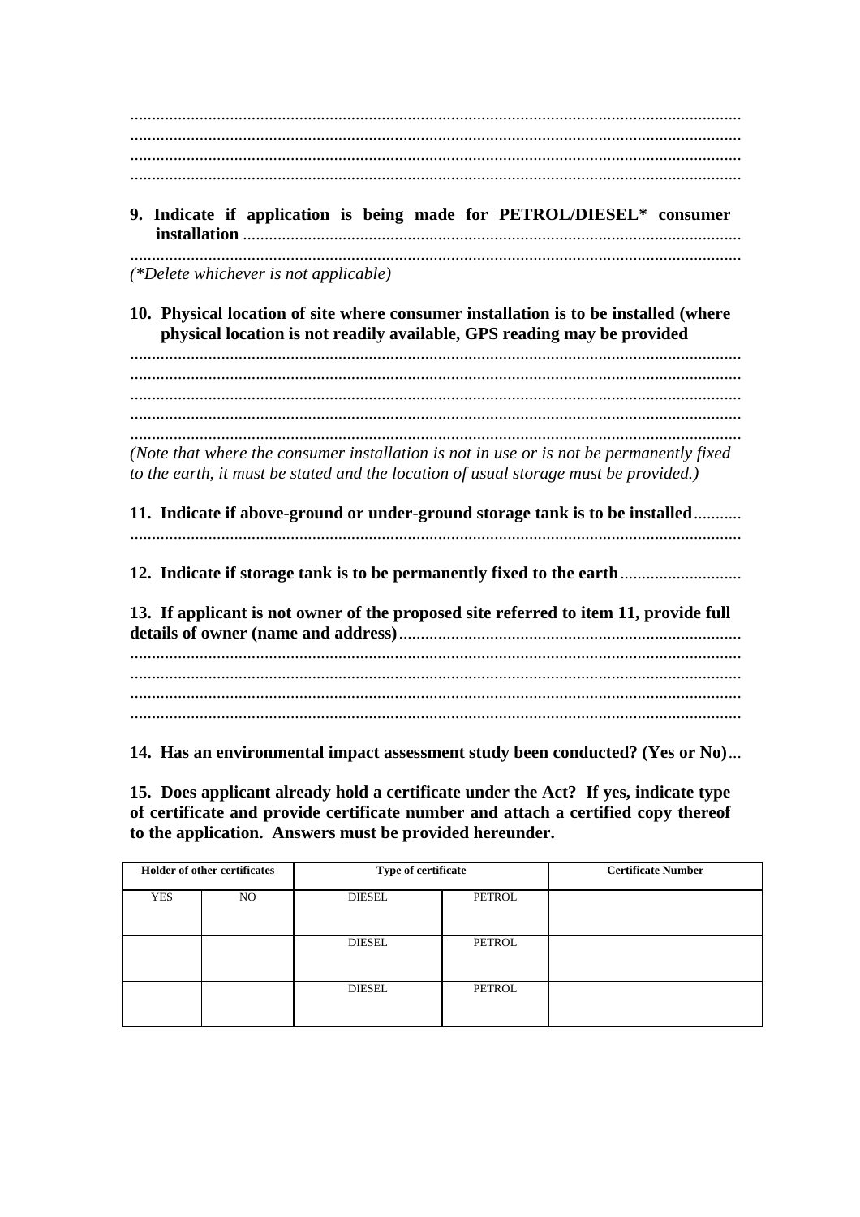..........................................................................................................................................
..........................................................................................................................................
..........................................................................................................................................
..........................................................................................................................................

**9. Indicate if application is being made for PETROL/DIESEL\* consumer installation** ..................................................................................................................
..........................................................................................................................................

*(\*Delete whichever is not applicable)*

**10. Physical location of site where consumer installation is to be installed (where physical location is not readily available, GPS reading may be provided**

..........................................................................................................................................
..........................................................................................................................................
..........................................................................................................................................
..........................................................................................................................................
..........................................................................................................................................

*(Note that where the consumer installation is not in use or is not be permanently fixed to the earth, it must be stated and the location of usual storage must be provided.)*

**11. Indicate if above-ground or under-ground storage tank is to be installed**...........
..........................................................................................................................................

**12. Indicate if storage tank is to be permanently fixed to the earth**............................

**13. If applicant is not owner of the proposed site referred to item 11, provide full details of owner (name and address)**..............................................................................
..........................................................................................................................................
..........................................................................................................................................
..........................................................................................................................................
..........................................................................................................................................

**14. Has an environmental impact assessment study been conducted? (Yes or No)**...

**15. Does applicant already hold a certificate under the Act? If yes, indicate type of certificate and provide certificate number and attach a certified copy thereof to the application. Answers must be provided hereunder.**

| Holder of other certificates | | Type of certificate | | Certificate Number |
|---|---|---|---|---|
| YES | NO | DIESEL | PETROL | |
| | | DIESEL | PETROL | |
| | | DIESEL | PETROL | |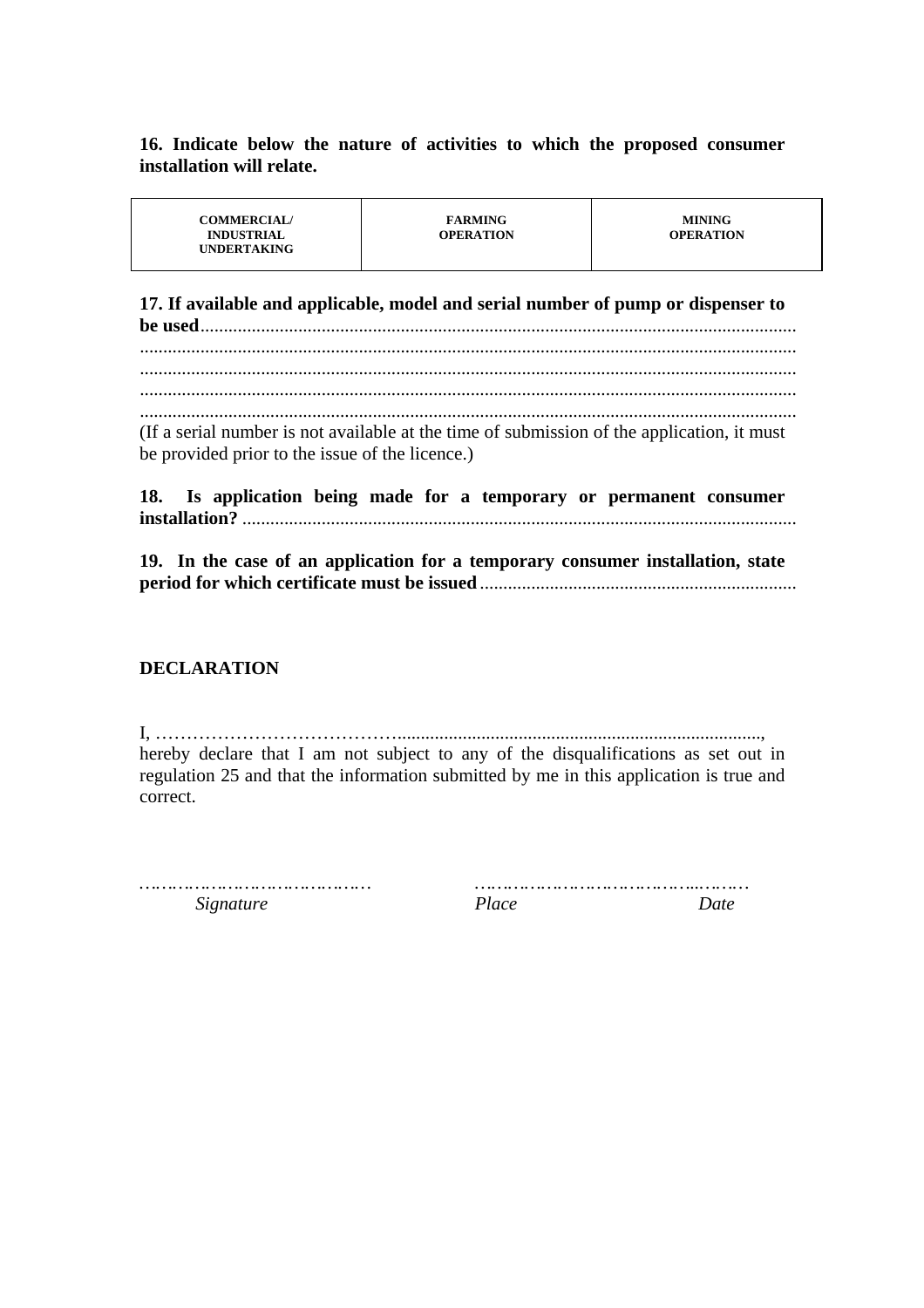**16. Indicate below the nature of activities to which the proposed consumer installation will relate.**

| COMMERCIAL/ INDUSTRIAL UNDERTAKING | FARMING OPERATION | MINING OPERATION |
|---|---|---|

**17. If available and applicable, model and serial number of pump or dispenser to be used**..............................................................................................................................
..............................................................................................................................................
..............................................................................................................................................
..............................................................................................................................................
..............................................................................................................................................
(If a serial number is not available at the time of submission of the application, it must be provided prior to the issue of the licence.)

**18. Is application being made for a temporary or permanent consumer installation?** ......................................................................................................................

**19. In the case of an application for a temporary consumer installation, state period for which certificate must be issued**....................................................................

**DECLARATION**

I, ……………………………….............................................................................,
hereby declare that I am not subject to any of the disqualifications as set out in regulation 25 and that the information submitted by me in this application is true and correct.

……………………………………                ……………………………………...………

*Signature*                                        *Place*                            *Date*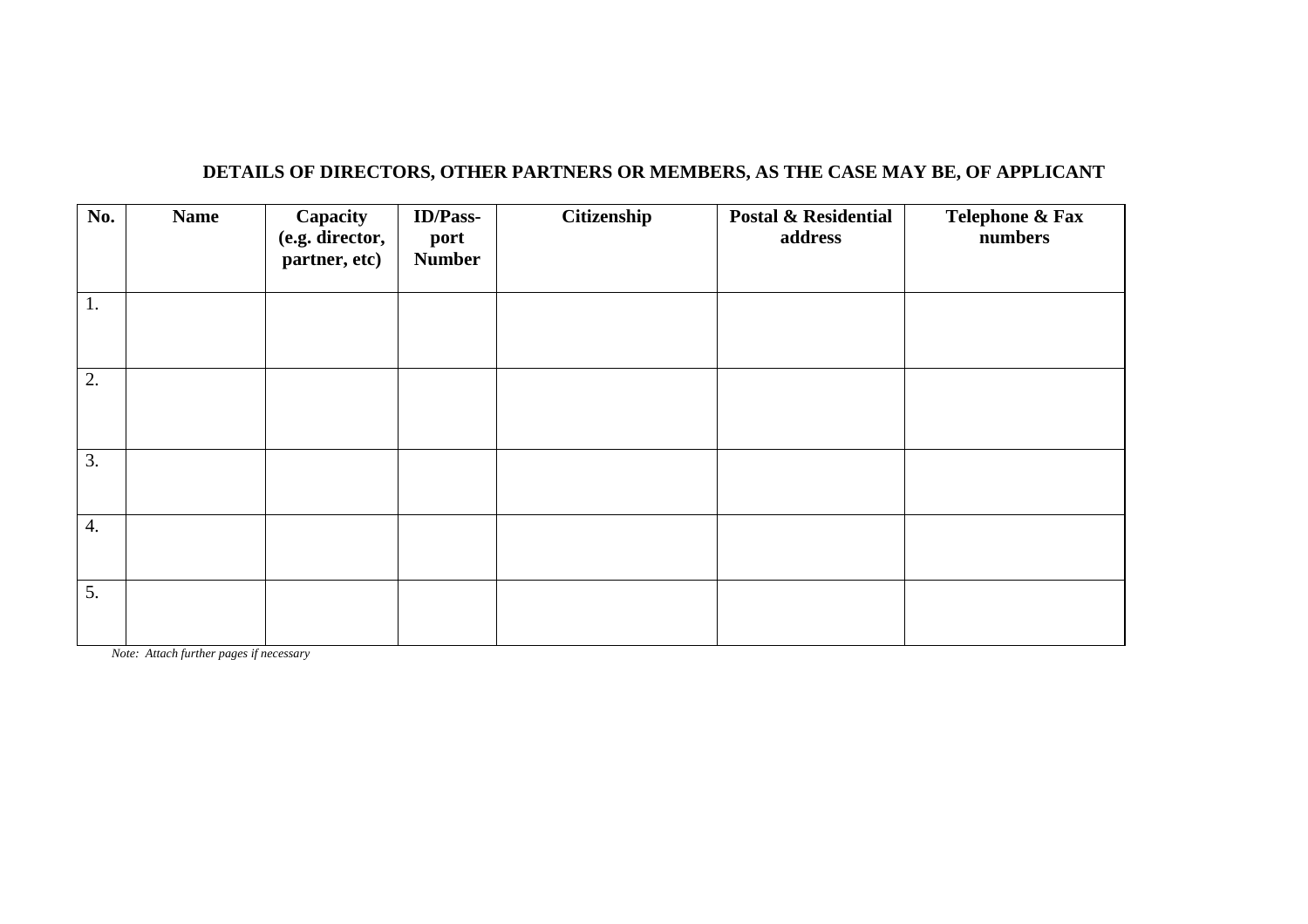**DETAILS OF DIRECTORS, OTHER PARTNERS OR MEMBERS, AS THE CASE MAY BE, OF APPLICANT**

| No. | Name | Capacity (e.g. director, partner, etc) | ID/Pass-port Number | Citizenship | Postal & Residential address | Telephone & Fax numbers |
|---|---|---|---|---|---|---|
| 1. | | | | | | |
| 2. | | | | | | |
| 3. | | | | | | |
| 4. | | | | | | |
| 5. | | | | | | |

*Note: Attach further pages if necessary*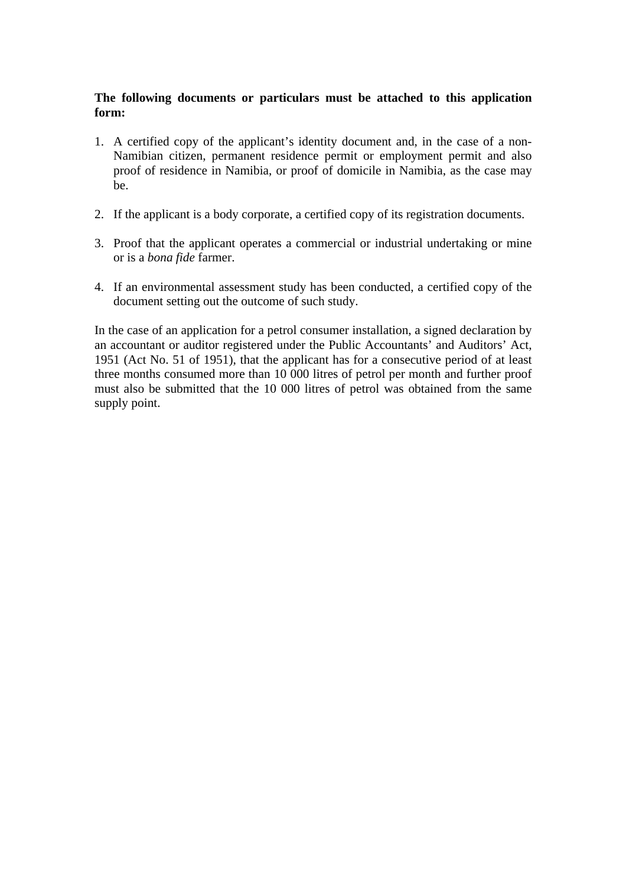**The following documents or particulars must be attached to this application form:**

1. A certified copy of the applicant's identity document and, in the case of a non-Namibian citizen, permanent residence permit or employment permit and also proof of residence in Namibia, or proof of domicile in Namibia, as the case may be.

2. If the applicant is a body corporate, a certified copy of its registration documents.

3. Proof that the applicant operates a commercial or industrial undertaking or mine or is a *bona fide* farmer.

4. If an environmental assessment study has been conducted, a certified copy of the document setting out the outcome of such study.

In the case of an application for a petrol consumer installation, a signed declaration by an accountant or auditor registered under the Public Accountants' and Auditors' Act, 1951 (Act No. 51 of 1951), that the applicant has for a consecutive period of at least three months consumed more than 10 000 litres of petrol per month and further proof must also be submitted that the 10 000 litres of petrol was obtained from the same supply point.